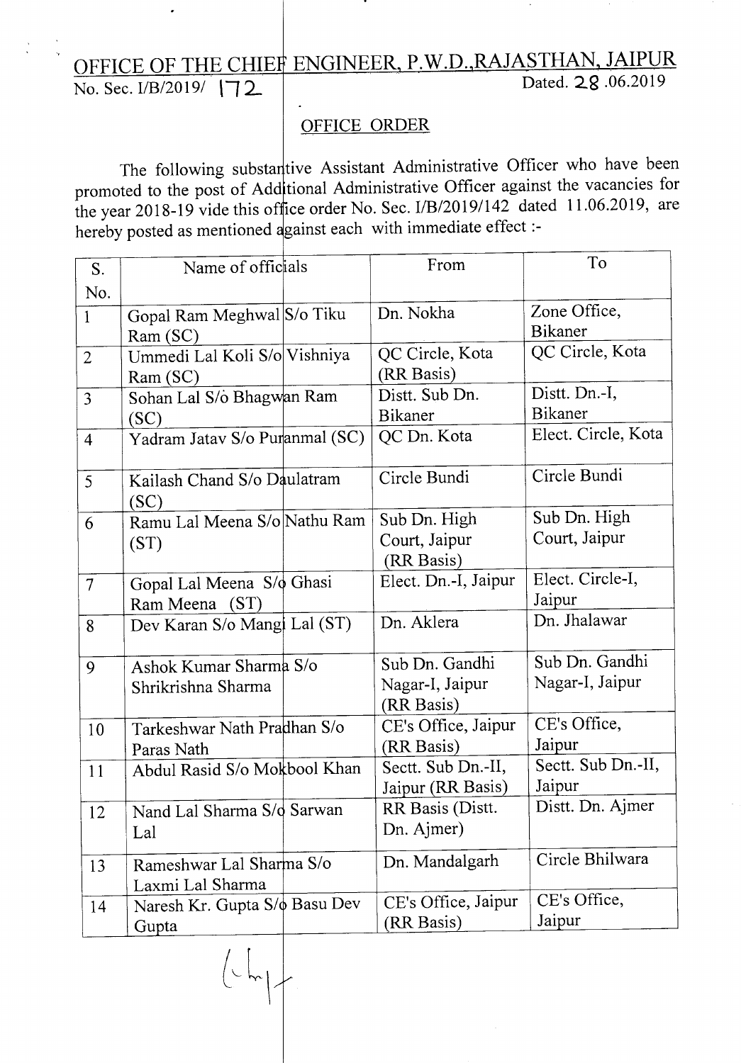# OFFICE OF THE CHIEF ENGINEER, P.W.D.,RAJASTHAN, JAIPUR

No. Sec. I/B/2019/ 172 Dated. 28 .06.2019

## OFFICE ORDER

The following substantive Assistant Administrative Officer who have been promoted to the post of Additional Administrative Officer against the vacancies for the year 2018-19 vide this office order No. Sec. I/B/2019/142 dated 11.06.2019, are hereby posted as mentioned against each with immediate effect :-

| S. No. | Name of officials | From | To |
|---|---|---|---|
| 1 | Gopal Ram Meghwal S/o Tiku Ram (SC) | Dn. Nokha | Zone Office, Bikaner |
| 2 | Ummedi Lal Koli S/o Vishniya Ram (SC) | QC Circle, Kota (RR Basis) | QC Circle, Kota |
| 3 | Sohan Lal S/o Bhagwan Ram (SC) | Distt. Sub Dn. Bikaner | Distt. Dn.-I, Bikaner |
| 4 | Yadram Jatav S/o Puranmal (SC) | QC Dn. Kota | Elect. Circle, Kota |
| 5 | Kailash Chand S/o Daulatram (SC) | Circle Bundi | Circle Bundi |
| 6 | Ramu Lal Meena S/o Nathu Ram (ST) | Sub Dn. High Court, Jaipur (RR Basis) | Sub Dn. High Court, Jaipur |
| 7 | Gopal Lal Meena S/o Ghasi Ram Meena (ST) | Elect. Dn.-I, Jaipur | Elect. Circle-I, Jaipur |
| 8 | Dev Karan S/o Mangi Lal (ST) | Dn. Aklera | Dn. Jhalawar |
| 9 | Ashok Kumar Sharma S/o Shrikrishna Sharma | Sub Dn. Gandhi Nagar-I, Jaipur (RR Basis) | Sub Dn. Gandhi Nagar-I, Jaipur |
| 10 | Tarkeshwar Nath Pradhan S/o Paras Nath | CE's Office, Jaipur (RR Basis) | CE's Office, Jaipur |
| 11 | Abdul Rasid S/o Mokbool Khan | Sectt. Sub Dn.-II, Jaipur (RR Basis) | Sectt. Sub Dn.-II, Jaipur |
| 12 | Nand Lal Sharma S/o Sarwan Lal | RR Basis (Distt. Dn. Ajmer) | Distt. Dn. Ajmer |
| 13 | Rameshwar Lal Sharma S/o Laxmi Lal Sharma | Dn. Mandalgarh | Circle Bhilwara |
| 14 | Naresh Kr. Gupta S/o Basu Dev Gupta | CE's Office, Jaipur (RR Basis) | CE's Office, Jaipur |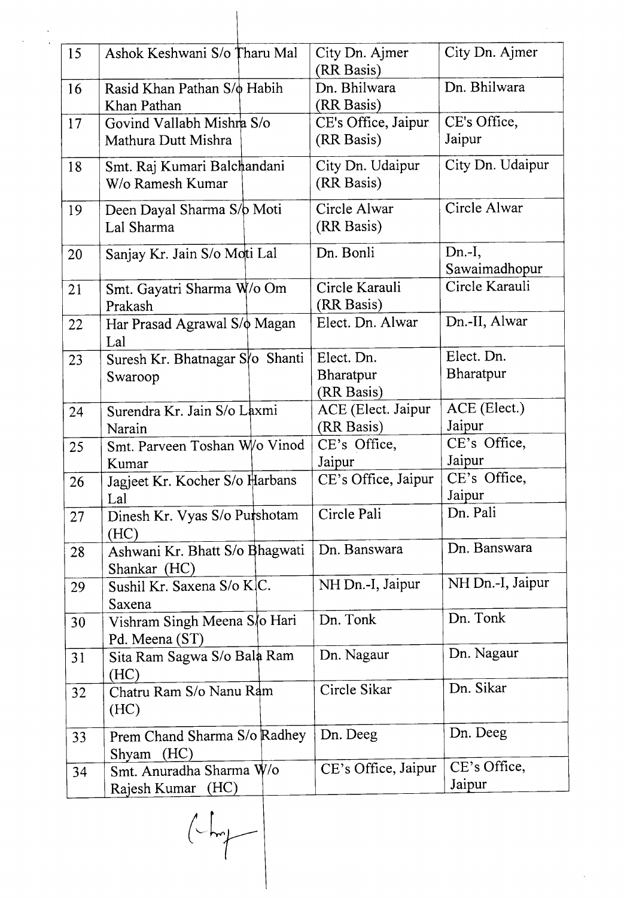| | | | |
|---|---|---|---|
| 15 | Ashok Keshwani S/o Tharu Mal | City Dn. Ajmer (RR Basis) | City Dn. Ajmer |
| 16 | Rasid Khan Pathan S/o Habih Khan Pathan | Dn. Bhilwara (RR Basis) | Dn. Bhilwara |
| 17 | Govind Vallabh Mishra S/o Mathura Dutt Mishra | CE's Office, Jaipur (RR Basis) | CE's Office, Jaipur |
| 18 | Smt. Raj Kumari Balchandani W/o Ramesh Kumar | City Dn. Udaipur (RR Basis) | City Dn. Udaipur |
| 19 | Deen Dayal Sharma S/o Moti Lal Sharma | Circle Alwar (RR Basis) | Circle Alwar |
| 20 | Sanjay Kr. Jain S/o Moti Lal | Dn. Bonli | Dn.-I, Sawaimadhopur |
| 21 | Smt. Gayatri Sharma W/o Om Prakash | Circle Karauli (RR Basis) | Circle Karauli |
| 22 | Har Prasad Agrawal S/o Magan Lal | Elect. Dn. Alwar | Dn.-II, Alwar |
| 23 | Suresh Kr. Bhatnagar S/o Shanti Swaroop | Elect. Dn. Bharatpur (RR Basis) | Elect. Dn. Bharatpur |
| 24 | Surendra Kr. Jain S/o Laxmi Narain | ACE (Elect. Jaipur (RR Basis) | ACE (Elect.) Jaipur |
| 25 | Smt. Parveen Toshan W/o Vinod Kumar | CE's Office, Jaipur | CE's Office, Jaipur |
| 26 | Jagjeet Kr. Kocher S/o Harbans Lal | CE's Office, Jaipur | CE's Office, Jaipur |
| 27 | Dinesh Kr. Vyas S/o Purshotam (HC) | Circle Pali | Dn. Pali |
| 28 | Ashwani Kr. Bhatt S/o Bhagwati Shankar (HC) | Dn. Banswara | Dn. Banswara |
| 29 | Sushil Kr. Saxena S/o K.C. Saxena | NH Dn.-I, Jaipur | NH Dn.-I, Jaipur |
| 30 | Vishram Singh Meena S/o Hari Pd. Meena (ST) | Dn. Tonk | Dn. Tonk |
| 31 | Sita Ram Sagwa S/o Bala Ram (HC) | Dn. Nagaur | Dn. Nagaur |
| 32 | Chatru Ram S/o Nanu Ram (HC) | Circle Sikar | Dn. Sikar |
| 33 | Prem Chand Sharma S/o Radhey Shyam (HC) | Dn. Deeg | Dn. Deeg |
| 34 | Smt. Anuradha Sharma W/o Rajesh Kumar (HC) | CE's Office, Jaipur | CE's Office, Jaipur |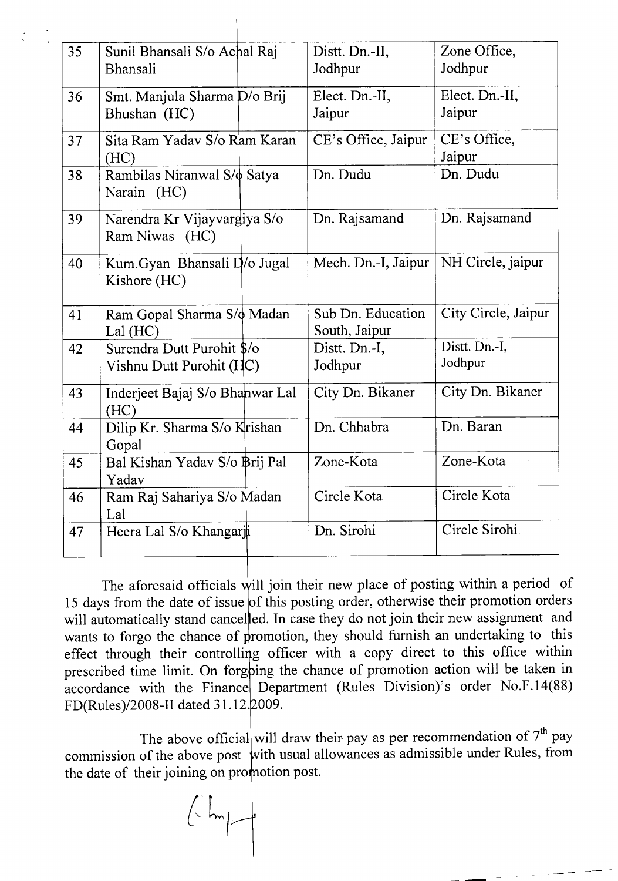| 35 | Sunil Bhansali S/o Achal Raj Bhansali | Distt. Dn.-II, Jodhpur | Zone Office, Jodhpur |
|---|---|---|---|
| 36 | Smt. Manjula Sharma D/o Brij Bhushan (HC) | Elect. Dn.-II, Jaipur | Elect. Dn.-II, Jaipur |
| 37 | Sita Ram Yadav S/o Ram Karan (HC) | CE's Office, Jaipur | CE's Office, Jaipur |
| 38 | Rambilas Niranwal S/o Satya Narain (HC) | Dn. Dudu | Dn. Dudu |
| 39 | Narendra Kr Vijayvargiya S/o Ram Niwas (HC) | Dn. Rajsamand | Dn. Rajsamand |
| 40 | Kum.Gyan Bhansali D/o Jugal Kishore (HC) | Mech. Dn.-I, Jaipur | NH Circle, jaipur |
| 41 | Ram Gopal Sharma S/o Madan Lal (HC) | Sub Dn. Education South, Jaipur | City Circle, Jaipur |
| 42 | Surendra Dutt Purohit S/o Vishnu Dutt Purohit (HC) | Distt. Dn.-I, Jodhpur | Distt. Dn.-I, Jodhpur |
| 43 | Inderjeet Bajaj S/o Bhanwar Lal (HC) | City Dn. Bikaner | City Dn. Bikaner |
| 44 | Dilip Kr. Sharma S/o Krishan Gopal | Dn. Chhabra | Dn. Baran |
| 45 | Bal Kishan Yadav S/o Brij Pal Yadav | Zone-Kota | Zone-Kota |
| 46 | Ram Raj Sahariya S/o Madan Lal | Circle Kota | Circle Kota |
| 47 | Heera Lal S/o Khangarji | Dn. Sirohi | Circle Sirohi |

The aforesaid officials will join their new place of posting within a period of 15 days from the date of issue of this posting order, otherwise their promotion orders will automatically stand cancelled. In case they do not join their new assignment and wants to forgo the chance of promotion, they should furnish an undertaking to this effect through their controlling officer with a copy direct to this office within prescribed time limit. On forgoing the chance of promotion action will be taken in accordance with the Finance Department (Rules Division)'s order No.F.14(88) FD(Rules)/2008-II dated 31.12.2009.

The above official will draw their pay as per recommendation of 7th pay commission of the above post with usual allowances as admissible under Rules, from the date of their joining on promotion post.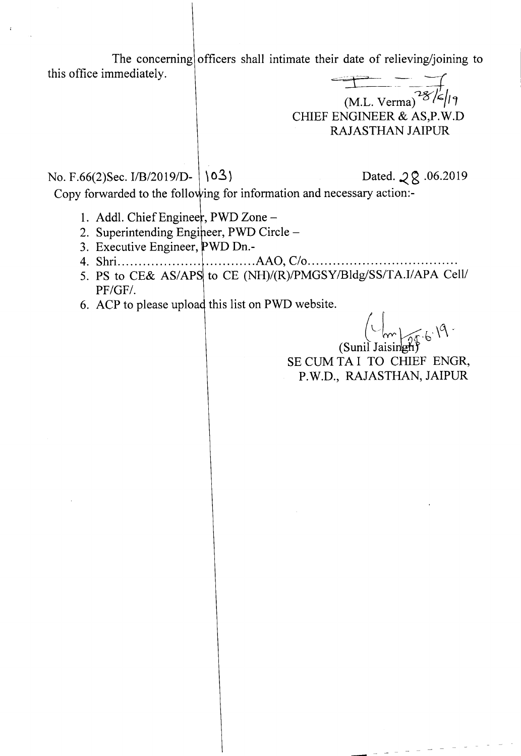The concerning officers shall intimate their date of relieving/joining to this office immediately.

(M.L. Verma) 28/6/19
CHIEF ENGINEER & AS,P.W.D
RAJASTHAN JAIPUR

No. F.66(2)Sec. I/B/2019/D- 1031 Dated. 28 .06.2019

Copy forwarded to the following for information and necessary action:-

1. Addl. Chief Engineer, PWD Zone –
2. Superintending Engineer, PWD Circle –
3. Executive Engineer, PWD Dn.-
4. Shri.............................AAO, C/o...................................
5. PS to CE& AS/APS to CE (NH)/(R)/PMGSY/Bldg/SS/TA.I/APA Cell/ PF/GF/.
6. ACP to please upload this list on PWD website.

(Sunil Jaisingh) 28.6.19
SE CUM TA I TO CHIEF ENGR,
P.W.D., RAJASTHAN, JAIPUR